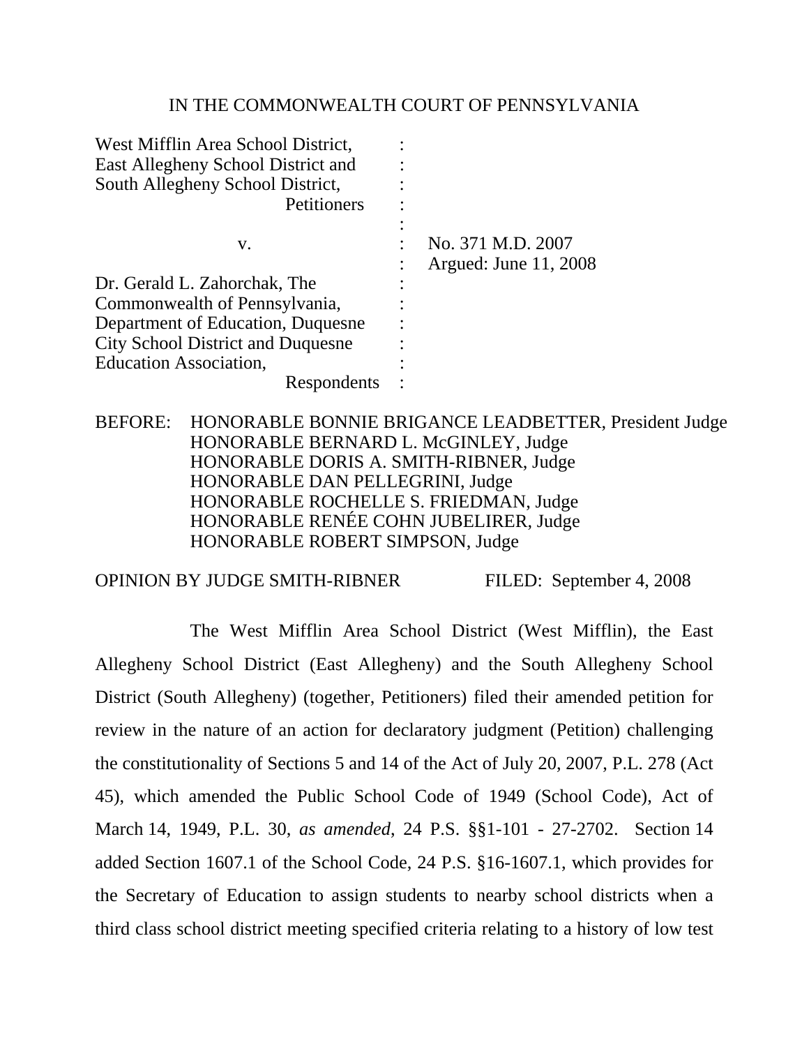IN THE COMMONWEALTH COURT OF PENNSYLVANIA

West Mifflin Area School District, East Allegheny School District and South Allegheny School District,
Petitioners

v.

Dr. Gerald L. Zahorchak, The Commonwealth of Pennsylvania, Department of Education, Duquesne City School District and Duquesne Education Association,
Respondents

No. 371 M.D. 2007
Argued: June 11, 2008

BEFORE: HONORABLE BONNIE BRIGANCE LEADBETTER, President Judge
HONORABLE BERNARD L. McGINLEY, Judge
HONORABLE DORIS A. SMITH-RIBNER, Judge
HONORABLE DAN PELLEGRINI, Judge
HONORABLE ROCHELLE S. FRIEDMAN, Judge
HONORABLE RENÉE COHN JUBELIRER, Judge
HONORABLE ROBERT SIMPSON, Judge

OPINION BY JUDGE SMITH-RIBNER FILED: September 4, 2008

The West Mifflin Area School District (West Mifflin), the East Allegheny School District (East Allegheny) and the South Allegheny School District (South Allegheny) (together, Petitioners) filed their amended petition for review in the nature of an action for declaratory judgment (Petition) challenging the constitutionality of Sections 5 and 14 of the Act of July 20, 2007, P.L. 278 (Act 45), which amended the Public School Code of 1949 (School Code), Act of March 14, 1949, P.L. 30, *as amended*, 24 P.S. §§1-101 - 27-2702. Section 14 added Section 1607.1 of the School Code, 24 P.S. §16-1607.1, which provides for the Secretary of Education to assign students to nearby school districts when a third class school district meeting specified criteria relating to a history of low test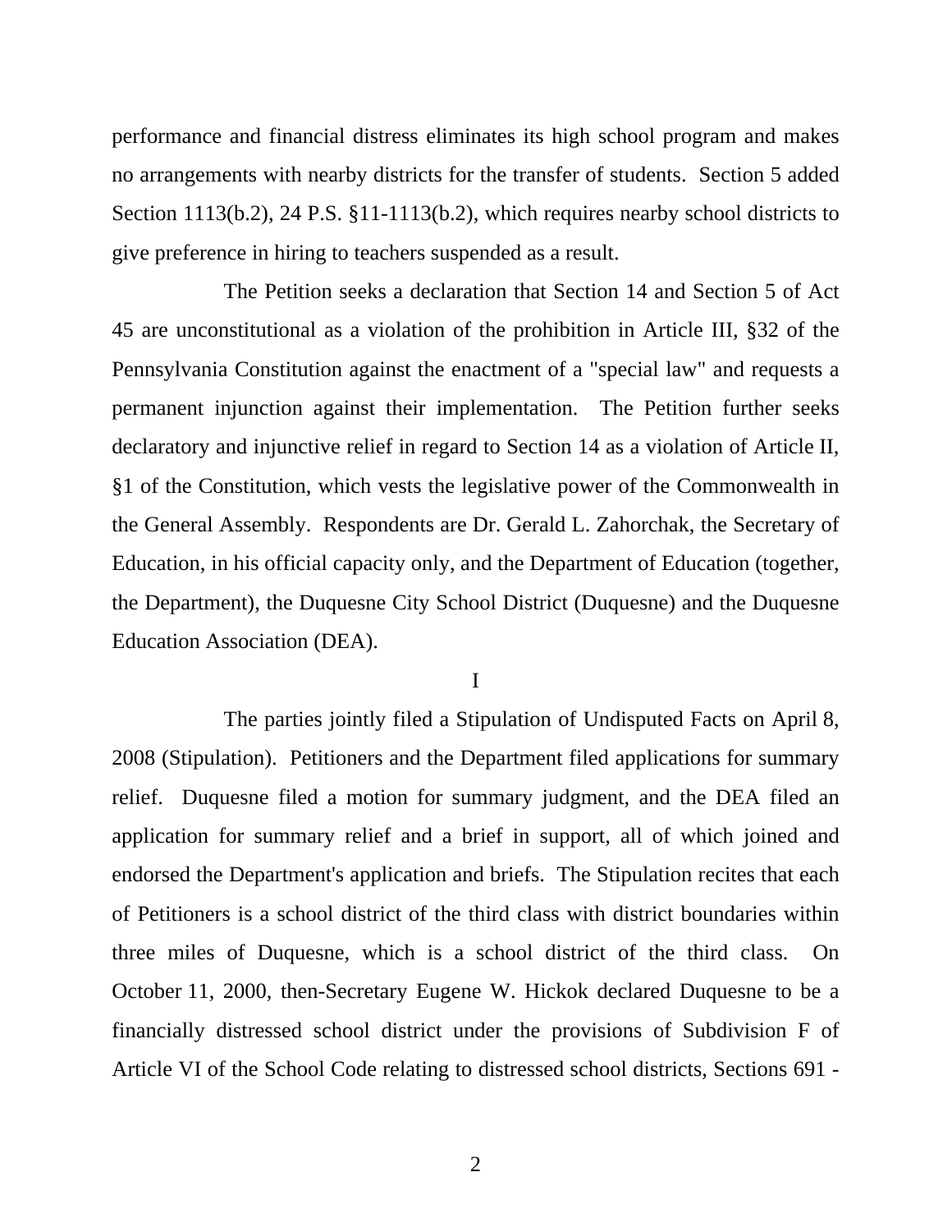performance and financial distress eliminates its high school program and makes no arrangements with nearby districts for the transfer of students. Section 5 added Section 1113(b.2), 24 P.S. §11-1113(b.2), which requires nearby school districts to give preference in hiring to teachers suspended as a result.

The Petition seeks a declaration that Section 14 and Section 5 of Act 45 are unconstitutional as a violation of the prohibition in Article III, §32 of the Pennsylvania Constitution against the enactment of a "special law" and requests a permanent injunction against their implementation. The Petition further seeks declaratory and injunctive relief in regard to Section 14 as a violation of Article II, §1 of the Constitution, which vests the legislative power of the Commonwealth in the General Assembly. Respondents are Dr. Gerald L. Zahorchak, the Secretary of Education, in his official capacity only, and the Department of Education (together, the Department), the Duquesne City School District (Duquesne) and the Duquesne Education Association (DEA).

I

The parties jointly filed a Stipulation of Undisputed Facts on April 8, 2008 (Stipulation). Petitioners and the Department filed applications for summary relief. Duquesne filed a motion for summary judgment, and the DEA filed an application for summary relief and a brief in support, all of which joined and endorsed the Department's application and briefs. The Stipulation recites that each of Petitioners is a school district of the third class with district boundaries within three miles of Duquesne, which is a school district of the third class. On October 11, 2000, then-Secretary Eugene W. Hickok declared Duquesne to be a financially distressed school district under the provisions of Subdivision F of Article VI of the School Code relating to distressed school districts, Sections 691 -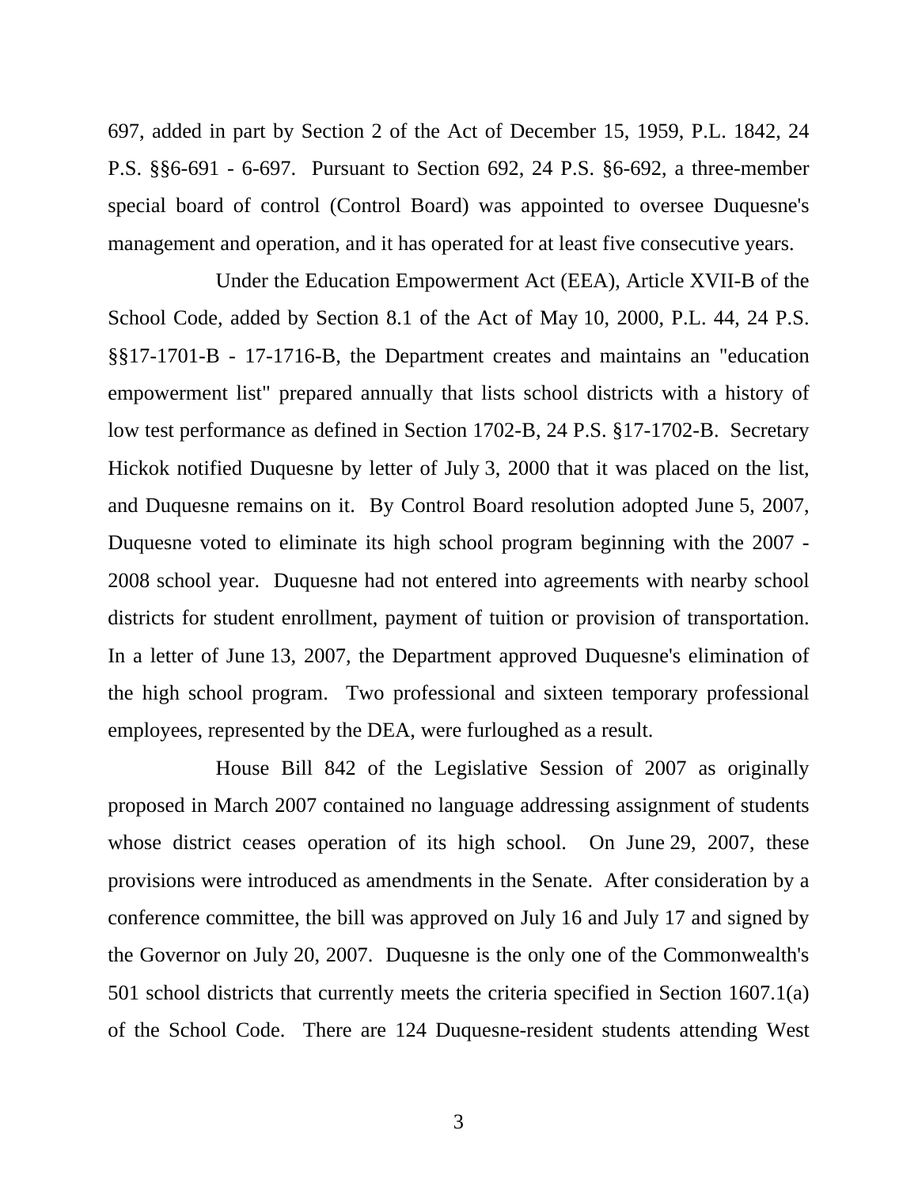697, added in part by Section 2 of the Act of December 15, 1959, P.L. 1842, 24 P.S. §§6-691 - 6-697. Pursuant to Section 692, 24 P.S. §6-692, a three-member special board of control (Control Board) was appointed to oversee Duquesne's management and operation, and it has operated for at least five consecutive years.

Under the Education Empowerment Act (EEA), Article XVII-B of the School Code, added by Section 8.1 of the Act of May 10, 2000, P.L. 44, 24 P.S. §§17-1701-B - 17-1716-B, the Department creates and maintains an "education empowerment list" prepared annually that lists school districts with a history of low test performance as defined in Section 1702-B, 24 P.S. §17-1702-B. Secretary Hickok notified Duquesne by letter of July 3, 2000 that it was placed on the list, and Duquesne remains on it. By Control Board resolution adopted June 5, 2007, Duquesne voted to eliminate its high school program beginning with the 2007 - 2008 school year. Duquesne had not entered into agreements with nearby school districts for student enrollment, payment of tuition or provision of transportation. In a letter of June 13, 2007, the Department approved Duquesne's elimination of the high school program. Two professional and sixteen temporary professional employees, represented by the DEA, were furloughed as a result.

House Bill 842 of the Legislative Session of 2007 as originally proposed in March 2007 contained no language addressing assignment of students whose district ceases operation of its high school. On June 29, 2007, these provisions were introduced as amendments in the Senate. After consideration by a conference committee, the bill was approved on July 16 and July 17 and signed by the Governor on July 20, 2007. Duquesne is the only one of the Commonwealth's 501 school districts that currently meets the criteria specified in Section 1607.1(a) of the School Code. There are 124 Duquesne-resident students attending West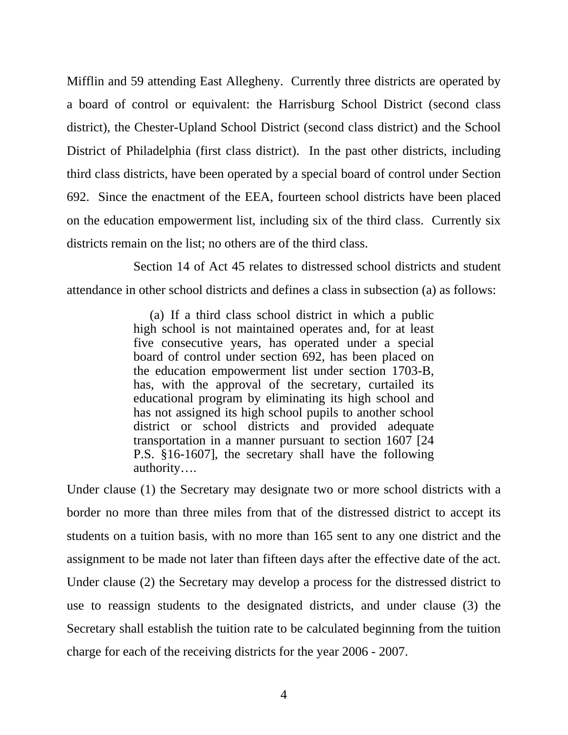Mifflin and 59 attending East Allegheny. Currently three districts are operated by a board of control or equivalent: the Harrisburg School District (second class district), the Chester-Upland School District (second class district) and the School District of Philadelphia (first class district). In the past other districts, including third class districts, have been operated by a special board of control under Section 692. Since the enactment of the EEA, fourteen school districts have been placed on the education empowerment list, including six of the third class. Currently six districts remain on the list; no others are of the third class.

Section 14 of Act 45 relates to distressed school districts and student attendance in other school districts and defines a class in subsection (a) as follows:

> (a) If a third class school district in which a public high school is not maintained operates and, for at least five consecutive years, has operated under a special board of control under section 692, has been placed on the education empowerment list under section 1703-B, has, with the approval of the secretary, curtailed its educational program by eliminating its high school and has not assigned its high school pupils to another school district or school districts and provided adequate transportation in a manner pursuant to section 1607 [24 P.S. §16-1607], the secretary shall have the following authority….

Under clause (1) the Secretary may designate two or more school districts with a border no more than three miles from that of the distressed district to accept its students on a tuition basis, with no more than 165 sent to any one district and the assignment to be made not later than fifteen days after the effective date of the act. Under clause (2) the Secretary may develop a process for the distressed district to use to reassign students to the designated districts, and under clause (3) the Secretary shall establish the tuition rate to be calculated beginning from the tuition charge for each of the receiving districts for the year 2006 - 2007.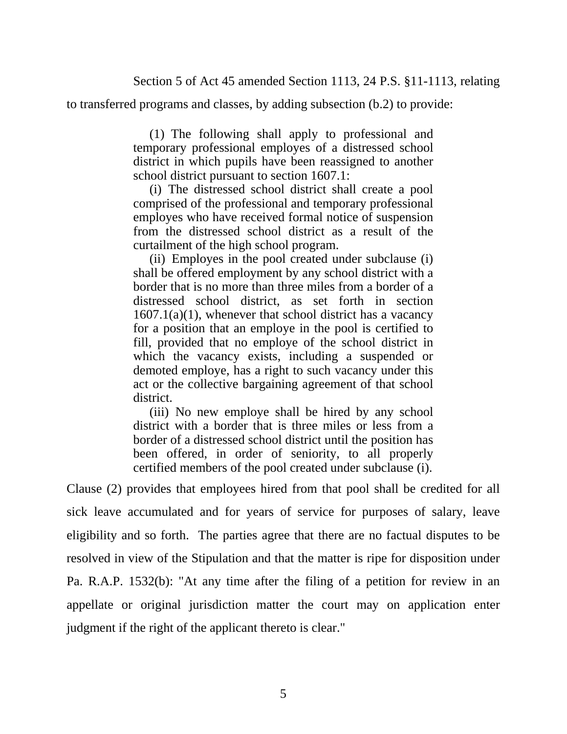Section 5 of Act 45 amended Section 1113, 24 P.S. §11-1113, relating to transferred programs and classes, by adding subsection (b.2) to provide:

> (1) The following shall apply to professional and temporary professional employes of a distressed school district in which pupils have been reassigned to another school district pursuant to section 1607.1:
>
> (i) The distressed school district shall create a pool comprised of the professional and temporary professional employes who have received formal notice of suspension from the distressed school district as a result of the curtailment of the high school program.
>
> (ii) Employes in the pool created under subclause (i) shall be offered employment by any school district with a border that is no more than three miles from a border of a distressed school district, as set forth in section 1607.1(a)(1), whenever that school district has a vacancy for a position that an employe in the pool is certified to fill, provided that no employe of the school district in which the vacancy exists, including a suspended or demoted employe, has a right to such vacancy under this act or the collective bargaining agreement of that school district.
>
> (iii) No new employe shall be hired by any school district with a border that is three miles or less from a border of a distressed school district until the position has been offered, in order of seniority, to all properly certified members of the pool created under subclause (i).

Clause (2) provides that employees hired from that pool shall be credited for all sick leave accumulated and for years of service for purposes of salary, leave eligibility and so forth. The parties agree that there are no factual disputes to be resolved in view of the Stipulation and that the matter is ripe for disposition under Pa. R.A.P. 1532(b): "At any time after the filing of a petition for review in an appellate or original jurisdiction matter the court may on application enter judgment if the right of the applicant thereto is clear."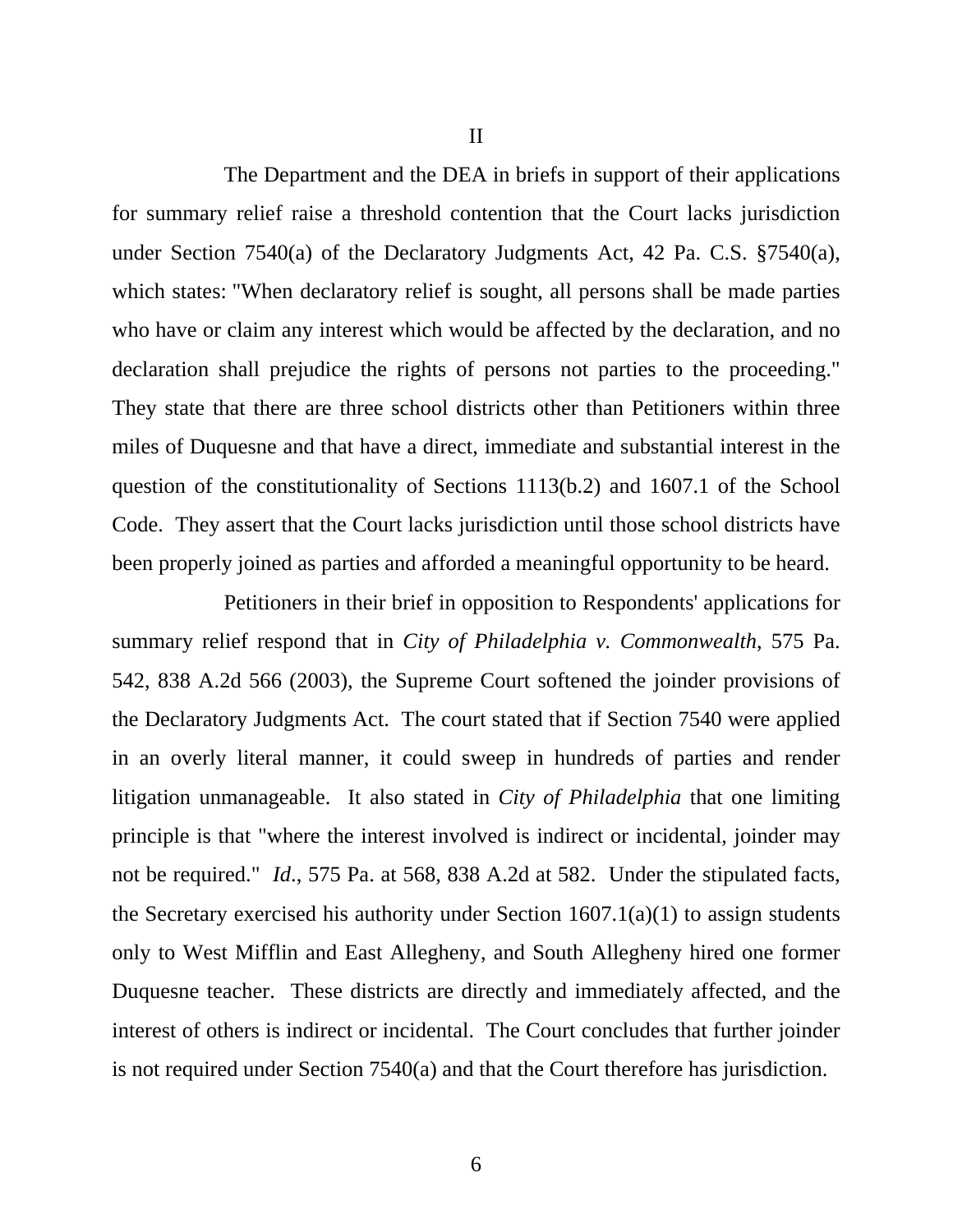## II

The Department and the DEA in briefs in support of their applications for summary relief raise a threshold contention that the Court lacks jurisdiction under Section 7540(a) of the Declaratory Judgments Act, 42 Pa. C.S. §7540(a), which states: "When declaratory relief is sought, all persons shall be made parties who have or claim any interest which would be affected by the declaration, and no declaration shall prejudice the rights of persons not parties to the proceeding." They state that there are three school districts other than Petitioners within three miles of Duquesne and that have a direct, immediate and substantial interest in the question of the constitutionality of Sections 1113(b.2) and 1607.1 of the School Code. They assert that the Court lacks jurisdiction until those school districts have been properly joined as parties and afforded a meaningful opportunity to be heard.

Petitioners in their brief in opposition to Respondents' applications for summary relief respond that in *City of Philadelphia v. Commonwealth*, 575 Pa. 542, 838 A.2d 566 (2003), the Supreme Court softened the joinder provisions of the Declaratory Judgments Act. The court stated that if Section 7540 were applied in an overly literal manner, it could sweep in hundreds of parties and render litigation unmanageable. It also stated in *City of Philadelphia* that one limiting principle is that "where the interest involved is indirect or incidental, joinder may not be required." *Id.*, 575 Pa. at 568, 838 A.2d at 582. Under the stipulated facts, the Secretary exercised his authority under Section 1607.1(a)(1) to assign students only to West Mifflin and East Allegheny, and South Allegheny hired one former Duquesne teacher. These districts are directly and immediately affected, and the interest of others is indirect or incidental. The Court concludes that further joinder is not required under Section 7540(a) and that the Court therefore has jurisdiction.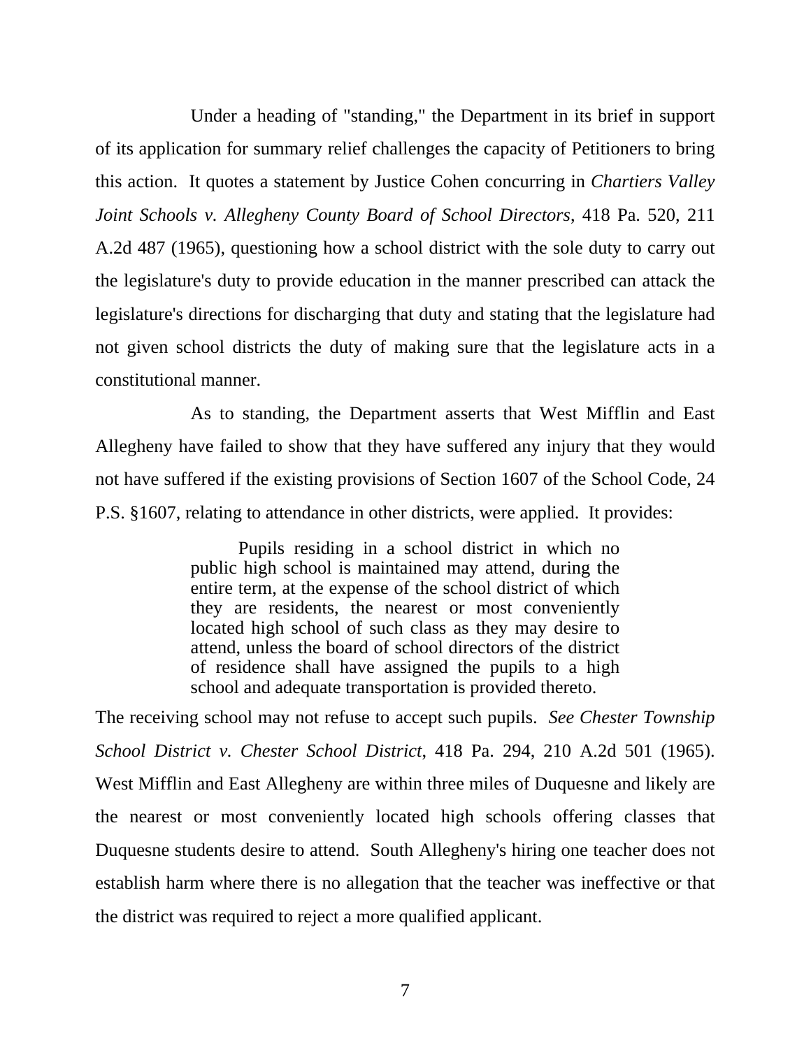Under a heading of "standing," the Department in its brief in support of its application for summary relief challenges the capacity of Petitioners to bring this action. It quotes a statement by Justice Cohen concurring in *Chartiers Valley Joint Schools v. Allegheny County Board of School Directors*, 418 Pa. 520, 211 A.2d 487 (1965), questioning how a school district with the sole duty to carry out the legislature's duty to provide education in the manner prescribed can attack the legislature's directions for discharging that duty and stating that the legislature had not given school districts the duty of making sure that the legislature acts in a constitutional manner.

As to standing, the Department asserts that West Mifflin and East Allegheny have failed to show that they have suffered any injury that they would not have suffered if the existing provisions of Section 1607 of the School Code, 24 P.S. §1607, relating to attendance in other districts, were applied. It provides:

> Pupils residing in a school district in which no public high school is maintained may attend, during the entire term, at the expense of the school district of which they are residents, the nearest or most conveniently located high school of such class as they may desire to attend, unless the board of school directors of the district of residence shall have assigned the pupils to a high school and adequate transportation is provided thereto.

The receiving school may not refuse to accept such pupils. *See Chester Township School District v. Chester School District*, 418 Pa. 294, 210 A.2d 501 (1965). West Mifflin and East Allegheny are within three miles of Duquesne and likely are the nearest or most conveniently located high schools offering classes that Duquesne students desire to attend. South Allegheny's hiring one teacher does not establish harm where there is no allegation that the teacher was ineffective or that the district was required to reject a more qualified applicant.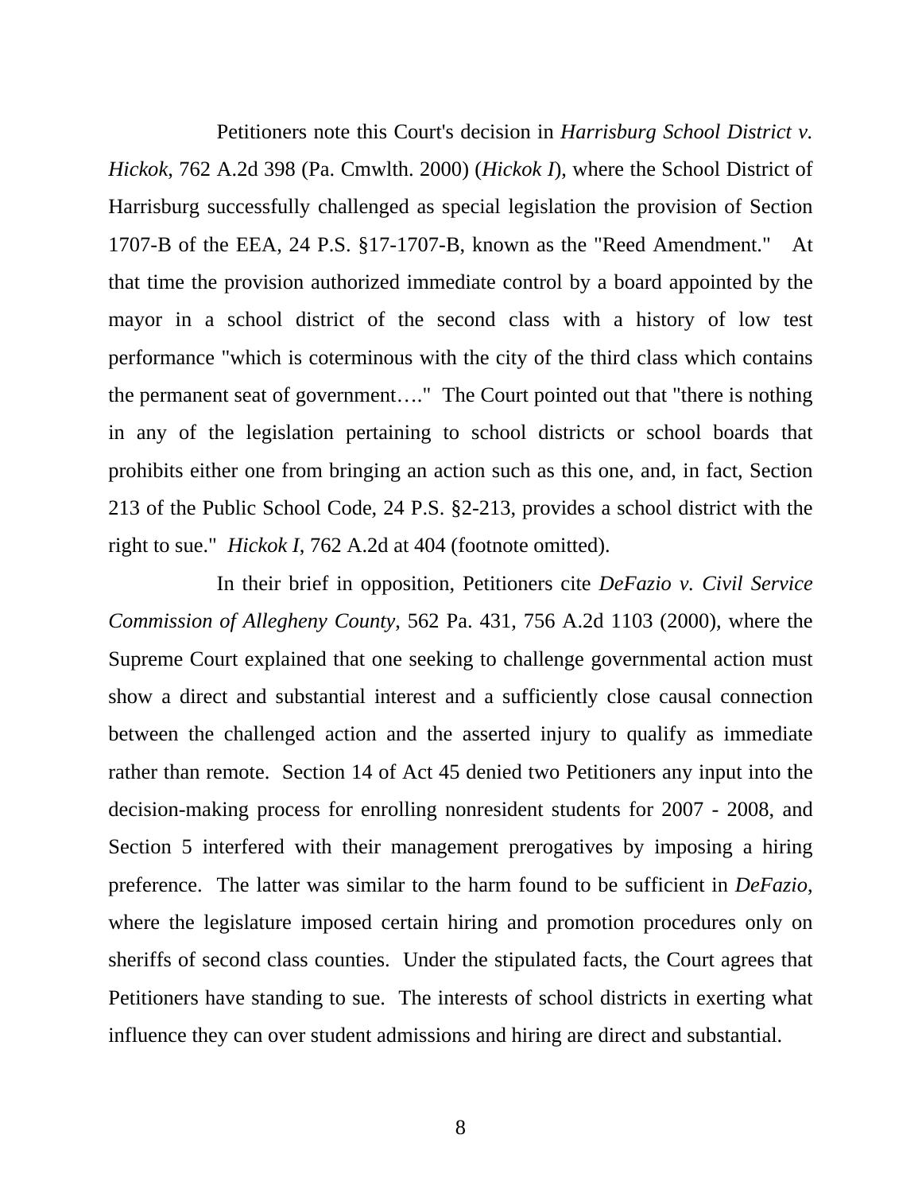Petitioners note this Court's decision in *Harrisburg School District v. Hickok*, 762 A.2d 398 (Pa. Cmwlth. 2000) (*Hickok I*), where the School District of Harrisburg successfully challenged as special legislation the provision of Section 1707-B of the EEA, 24 P.S. §17-1707-B, known as the "Reed Amendment." At that time the provision authorized immediate control by a board appointed by the mayor in a school district of the second class with a history of low test performance "which is coterminous with the city of the third class which contains the permanent seat of government…." The Court pointed out that "there is nothing in any of the legislation pertaining to school districts or school boards that prohibits either one from bringing an action such as this one, and, in fact, Section 213 of the Public School Code, 24 P.S. §2-213, provides a school district with the right to sue." *Hickok I*, 762 A.2d at 404 (footnote omitted).

In their brief in opposition, Petitioners cite *DeFazio v. Civil Service Commission of Allegheny County*, 562 Pa. 431, 756 A.2d 1103 (2000), where the Supreme Court explained that one seeking to challenge governmental action must show a direct and substantial interest and a sufficiently close causal connection between the challenged action and the asserted injury to qualify as immediate rather than remote. Section 14 of Act 45 denied two Petitioners any input into the decision-making process for enrolling nonresident students for 2007 - 2008, and Section 5 interfered with their management prerogatives by imposing a hiring preference. The latter was similar to the harm found to be sufficient in *DeFazio*, where the legislature imposed certain hiring and promotion procedures only on sheriffs of second class counties. Under the stipulated facts, the Court agrees that Petitioners have standing to sue. The interests of school districts in exerting what influence they can over student admissions and hiring are direct and substantial.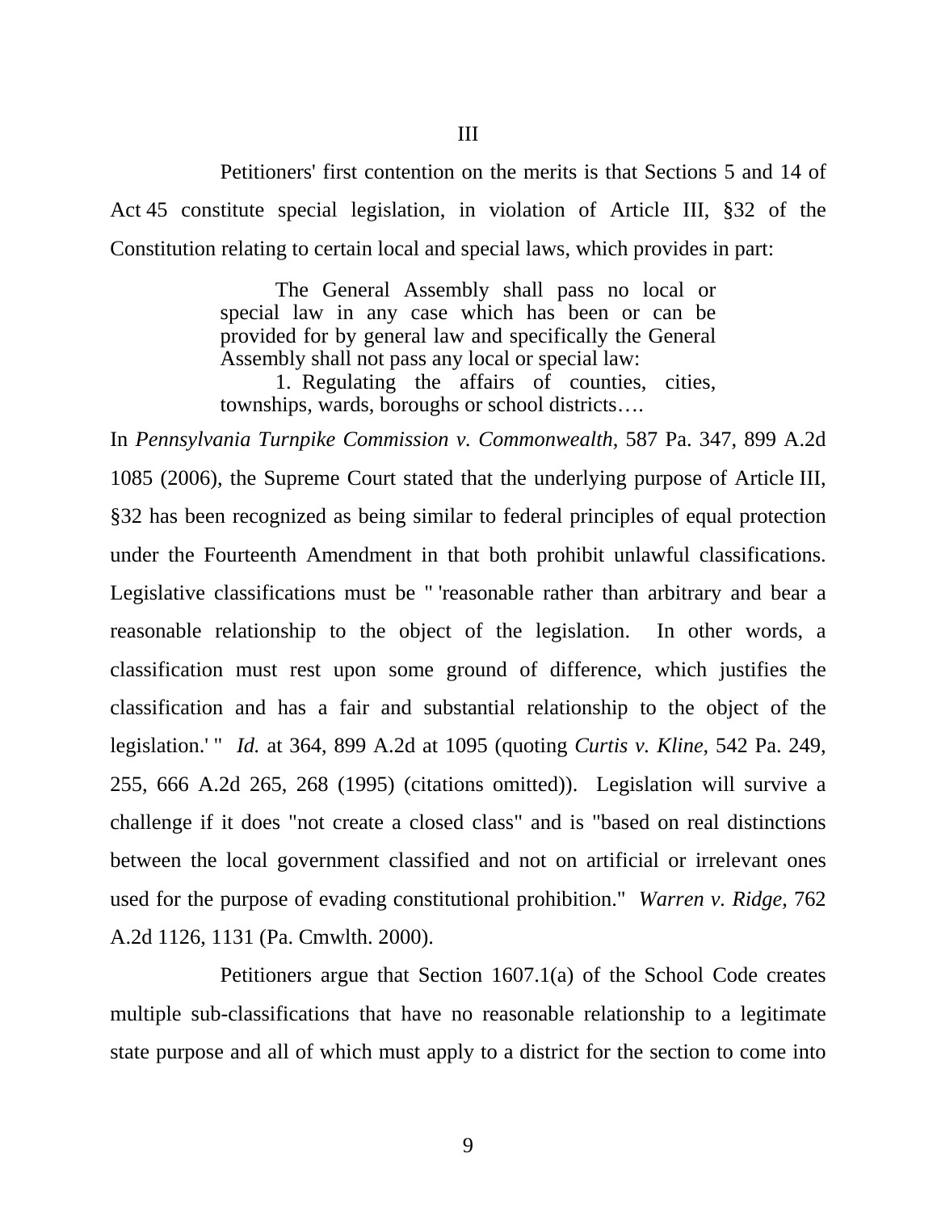III

Petitioners' first contention on the merits is that Sections 5 and 14 of Act 45 constitute special legislation, in violation of Article III, §32 of the Constitution relating to certain local and special laws, which provides in part:

> The General Assembly shall pass no local or special law in any case which has been or can be provided for by general law and specifically the General Assembly shall not pass any local or special law:
>
> 1. Regulating the affairs of counties, cities, townships, wards, boroughs or school districts….

In *Pennsylvania Turnpike Commission v. Commonwealth*, 587 Pa. 347, 899 A.2d 1085 (2006), the Supreme Court stated that the underlying purpose of Article III, §32 has been recognized as being similar to federal principles of equal protection under the Fourteenth Amendment in that both prohibit unlawful classifications. Legislative classifications must be " 'reasonable rather than arbitrary and bear a reasonable relationship to the object of the legislation. In other words, a classification must rest upon some ground of difference, which justifies the classification and has a fair and substantial relationship to the object of the legislation.' " *Id.* at 364, 899 A.2d at 1095 (quoting *Curtis v. Kline*, 542 Pa. 249, 255, 666 A.2d 265, 268 (1995) (citations omitted)). Legislation will survive a challenge if it does "not create a closed class" and is "based on real distinctions between the local government classified and not on artificial or irrelevant ones used for the purpose of evading constitutional prohibition." *Warren v. Ridge*, 762 A.2d 1126, 1131 (Pa. Cmwlth. 2000).

Petitioners argue that Section 1607.1(a) of the School Code creates multiple sub-classifications that have no reasonable relationship to a legitimate state purpose and all of which must apply to a district for the section to come into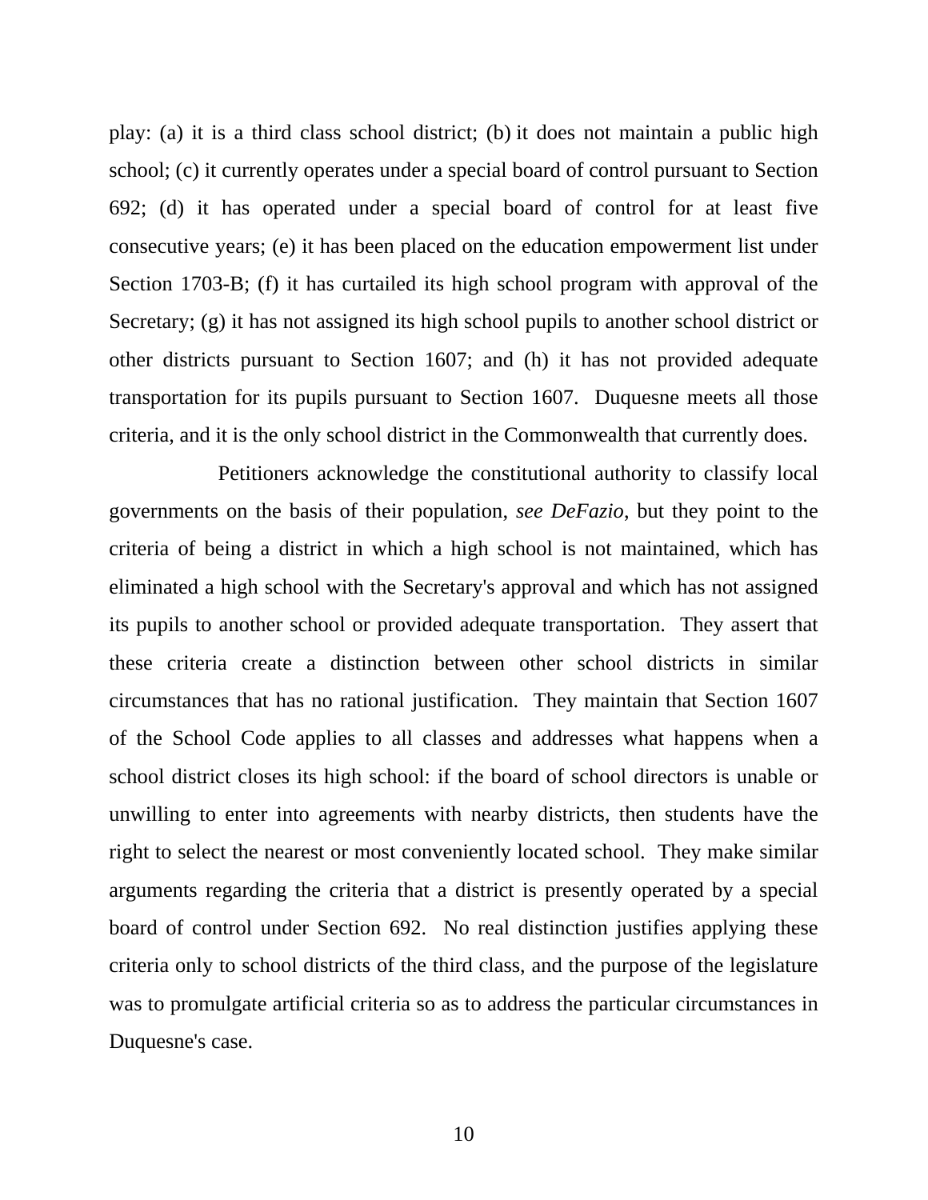play: (a) it is a third class school district; (b) it does not maintain a public high school; (c) it currently operates under a special board of control pursuant to Section 692; (d) it has operated under a special board of control for at least five consecutive years; (e) it has been placed on the education empowerment list under Section 1703-B; (f) it has curtailed its high school program with approval of the Secretary; (g) it has not assigned its high school pupils to another school district or other districts pursuant to Section 1607; and (h) it has not provided adequate transportation for its pupils pursuant to Section 1607. Duquesne meets all those criteria, and it is the only school district in the Commonwealth that currently does.

Petitioners acknowledge the constitutional authority to classify local governments on the basis of their population, *see DeFazio*, but they point to the criteria of being a district in which a high school is not maintained, which has eliminated a high school with the Secretary's approval and which has not assigned its pupils to another school or provided adequate transportation. They assert that these criteria create a distinction between other school districts in similar circumstances that has no rational justification. They maintain that Section 1607 of the School Code applies to all classes and addresses what happens when a school district closes its high school: if the board of school directors is unable or unwilling to enter into agreements with nearby districts, then students have the right to select the nearest or most conveniently located school. They make similar arguments regarding the criteria that a district is presently operated by a special board of control under Section 692. No real distinction justifies applying these criteria only to school districts of the third class, and the purpose of the legislature was to promulgate artificial criteria so as to address the particular circumstances in Duquesne's case.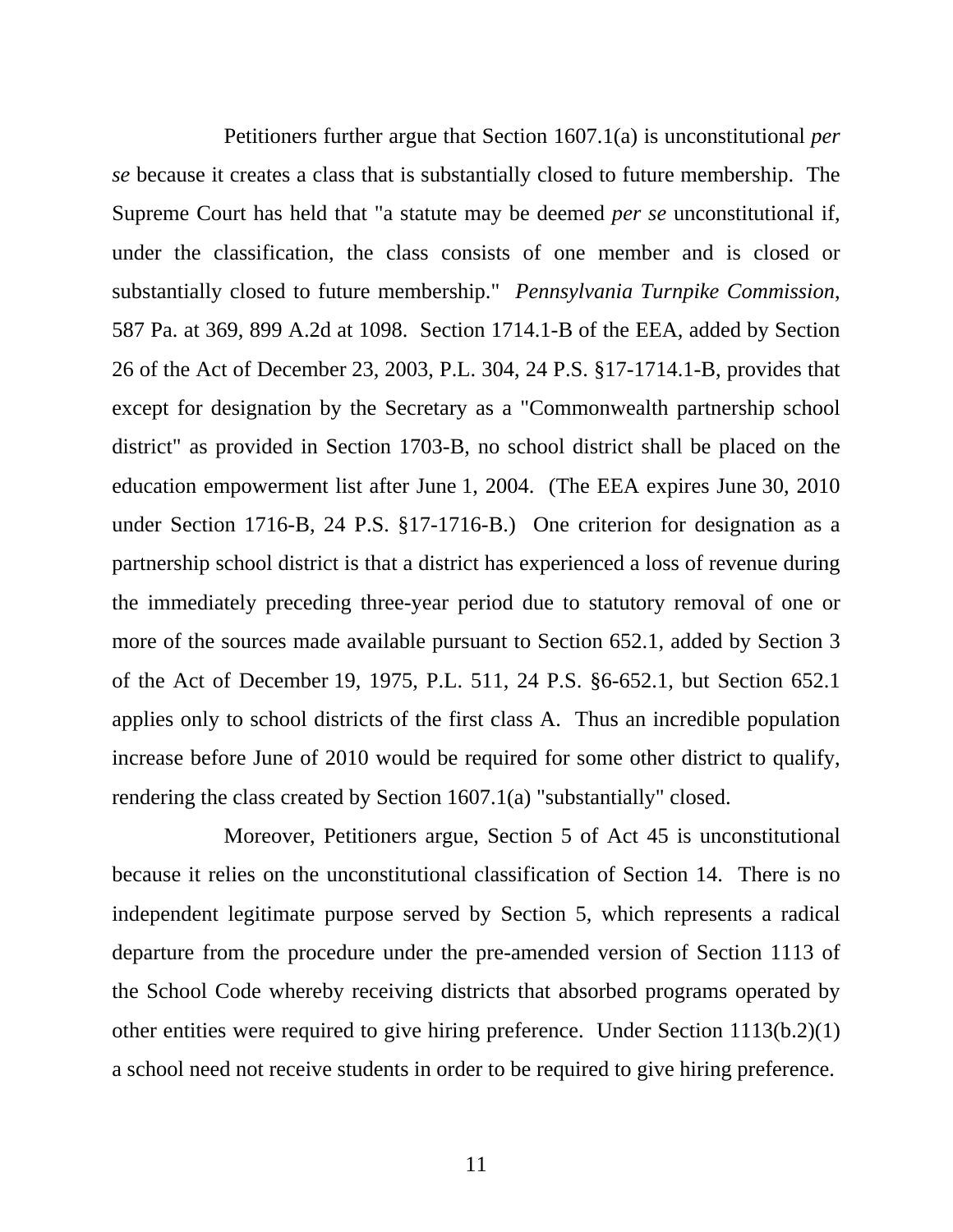Petitioners further argue that Section 1607.1(a) is unconstitutional *per se* because it creates a class that is substantially closed to future membership. The Supreme Court has held that "a statute may be deemed *per se* unconstitutional if, under the classification, the class consists of one member and is closed or substantially closed to future membership." *Pennsylvania Turnpike Commission*, 587 Pa. at 369, 899 A.2d at 1098. Section 1714.1-B of the EEA, added by Section 26 of the Act of December 23, 2003, P.L. 304, 24 P.S. §17-1714.1-B, provides that except for designation by the Secretary as a "Commonwealth partnership school district" as provided in Section 1703-B, no school district shall be placed on the education empowerment list after June 1, 2004. (The EEA expires June 30, 2010 under Section 1716-B, 24 P.S. §17-1716-B.) One criterion for designation as a partnership school district is that a district has experienced a loss of revenue during the immediately preceding three-year period due to statutory removal of one or more of the sources made available pursuant to Section 652.1, added by Section 3 of the Act of December 19, 1975, P.L. 511, 24 P.S. §6-652.1, but Section 652.1 applies only to school districts of the first class A. Thus an incredible population increase before June of 2010 would be required for some other district to qualify, rendering the class created by Section 1607.1(a) "substantially" closed.

Moreover, Petitioners argue, Section 5 of Act 45 is unconstitutional because it relies on the unconstitutional classification of Section 14. There is no independent legitimate purpose served by Section 5, which represents a radical departure from the procedure under the pre-amended version of Section 1113 of the School Code whereby receiving districts that absorbed programs operated by other entities were required to give hiring preference. Under Section 1113(b.2)(1) a school need not receive students in order to be required to give hiring preference.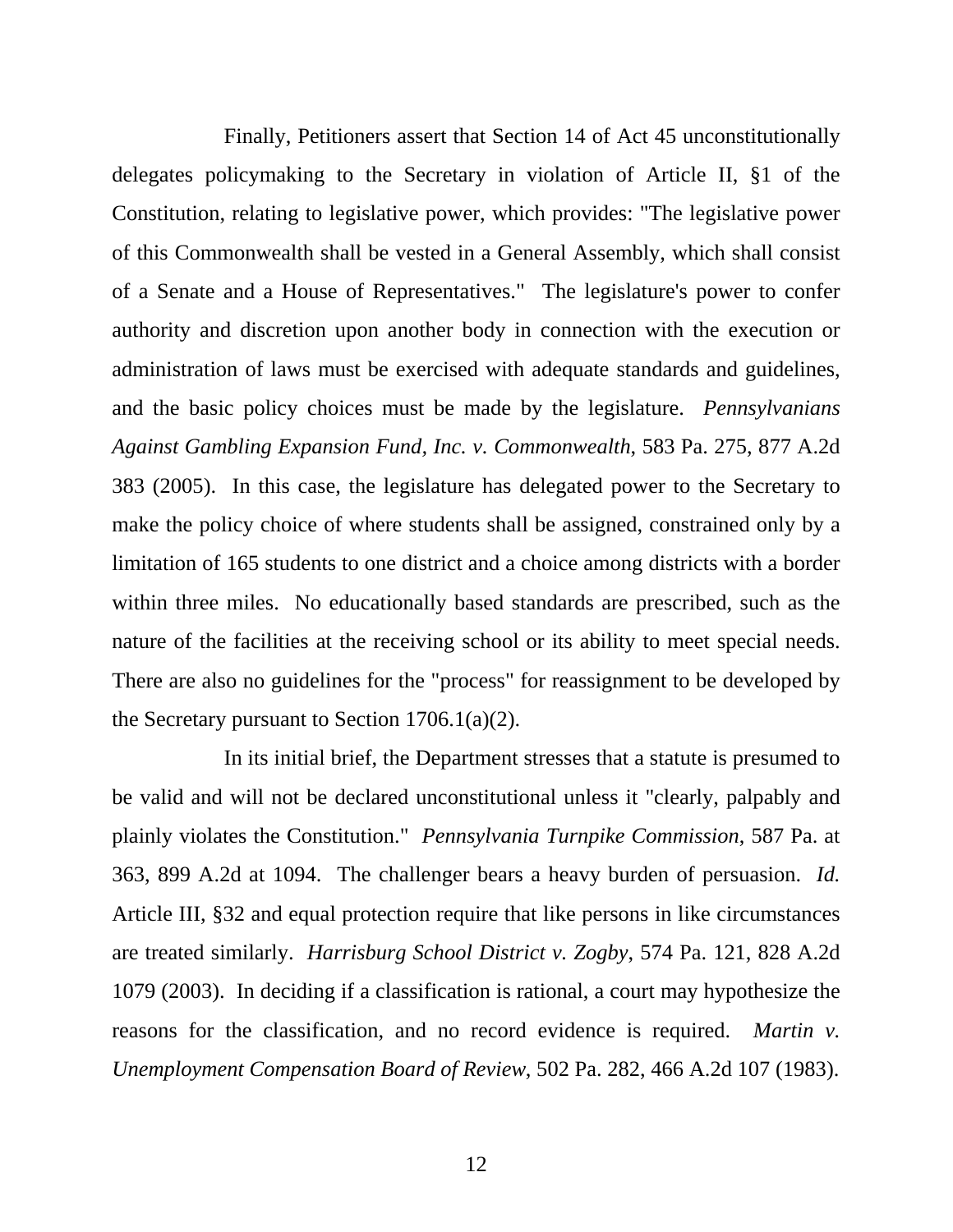Finally, Petitioners assert that Section 14 of Act 45 unconstitutionally delegates policymaking to the Secretary in violation of Article II, §1 of the Constitution, relating to legislative power, which provides: "The legislative power of this Commonwealth shall be vested in a General Assembly, which shall consist of a Senate and a House of Representatives." The legislature's power to confer authority and discretion upon another body in connection with the execution or administration of laws must be exercised with adequate standards and guidelines, and the basic policy choices must be made by the legislature. *Pennsylvanians Against Gambling Expansion Fund, Inc. v. Commonwealth*, 583 Pa. 275, 877 A.2d 383 (2005). In this case, the legislature has delegated power to the Secretary to make the policy choice of where students shall be assigned, constrained only by a limitation of 165 students to one district and a choice among districts with a border within three miles. No educationally based standards are prescribed, such as the nature of the facilities at the receiving school or its ability to meet special needs. There are also no guidelines for the "process" for reassignment to be developed by the Secretary pursuant to Section 1706.1(a)(2).

In its initial brief, the Department stresses that a statute is presumed to be valid and will not be declared unconstitutional unless it "clearly, palpably and plainly violates the Constitution." *Pennsylvania Turnpike Commission*, 587 Pa. at 363, 899 A.2d at 1094. The challenger bears a heavy burden of persuasion. *Id.* Article III, §32 and equal protection require that like persons in like circumstances are treated similarly. *Harrisburg School District v. Zogby*, 574 Pa. 121, 828 A.2d 1079 (2003). In deciding if a classification is rational, a court may hypothesize the reasons for the classification, and no record evidence is required. *Martin v. Unemployment Compensation Board of Review*, 502 Pa. 282, 466 A.2d 107 (1983).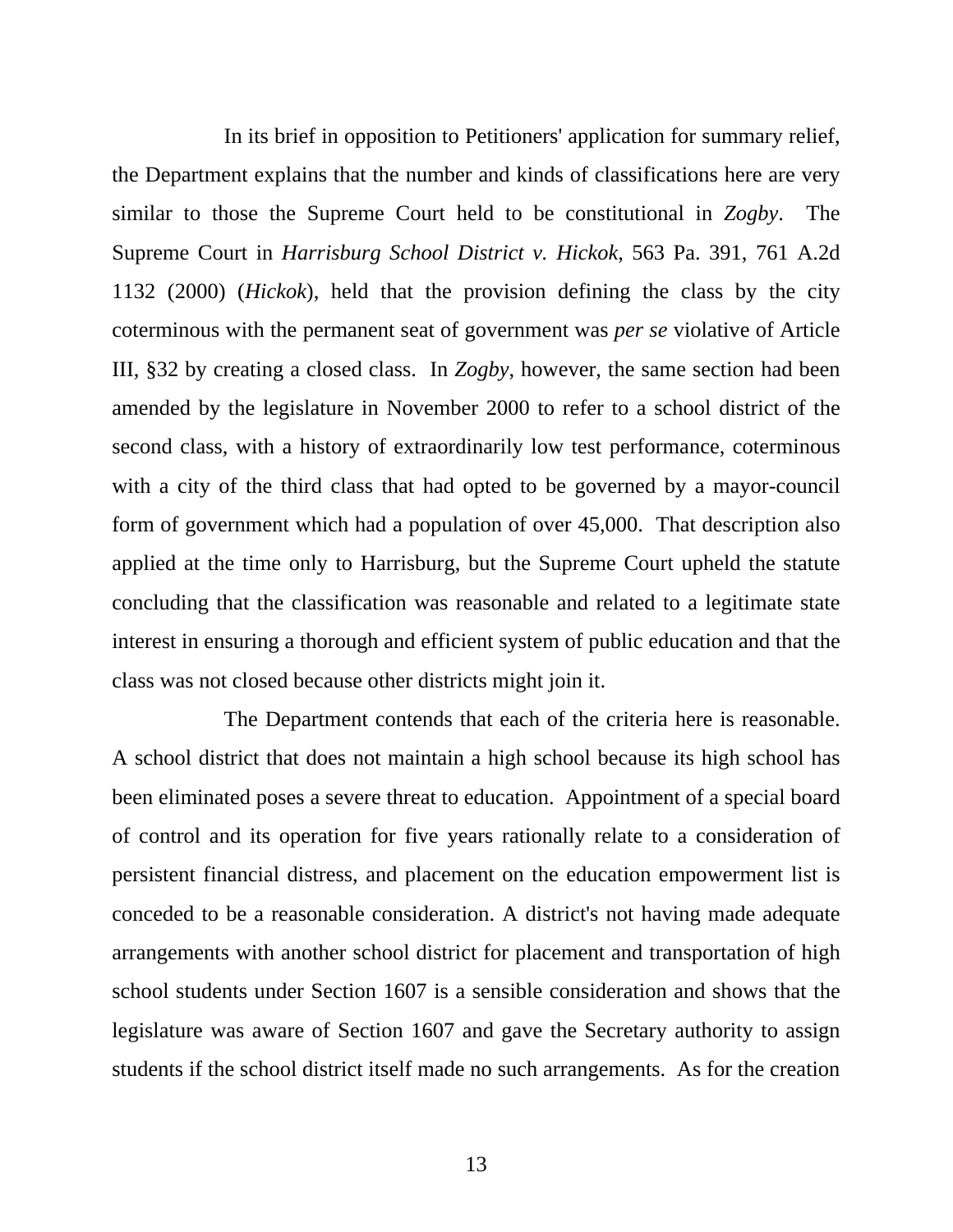In its brief in opposition to Petitioners' application for summary relief, the Department explains that the number and kinds of classifications here are very similar to those the Supreme Court held to be constitutional in *Zogby*. The Supreme Court in *Harrisburg School District v. Hickok*, 563 Pa. 391, 761 A.2d 1132 (2000) (*Hickok*), held that the provision defining the class by the city coterminous with the permanent seat of government was *per se* violative of Article III, §32 by creating a closed class. In *Zogby*, however, the same section had been amended by the legislature in November 2000 to refer to a school district of the second class, with a history of extraordinarily low test performance, coterminous with a city of the third class that had opted to be governed by a mayor-council form of government which had a population of over 45,000. That description also applied at the time only to Harrisburg, but the Supreme Court upheld the statute concluding that the classification was reasonable and related to a legitimate state interest in ensuring a thorough and efficient system of public education and that the class was not closed because other districts might join it.

The Department contends that each of the criteria here is reasonable. A school district that does not maintain a high school because its high school has been eliminated poses a severe threat to education. Appointment of a special board of control and its operation for five years rationally relate to a consideration of persistent financial distress, and placement on the education empowerment list is conceded to be a reasonable consideration. A district's not having made adequate arrangements with another school district for placement and transportation of high school students under Section 1607 is a sensible consideration and shows that the legislature was aware of Section 1607 and gave the Secretary authority to assign students if the school district itself made no such arrangements. As for the creation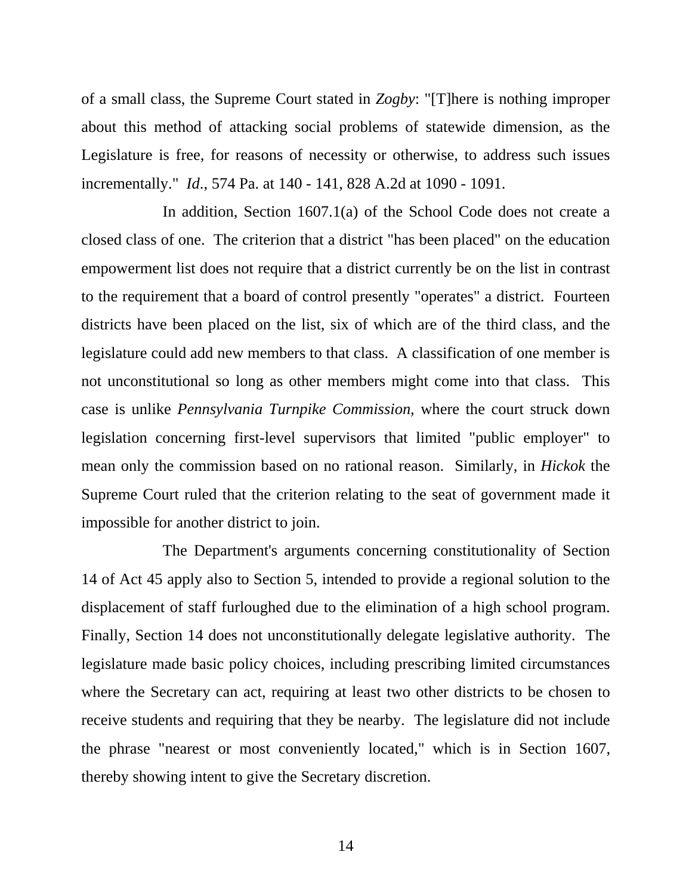of a small class, the Supreme Court stated in *Zogby*: "[T]here is nothing improper about this method of attacking social problems of statewide dimension, as the Legislature is free, for reasons of necessity or otherwise, to address such issues incrementally." *Id*., 574 Pa. at 140 - 141, 828 A.2d at 1090 - 1091.

In addition, Section 1607.1(a) of the School Code does not create a closed class of one. The criterion that a district "has been placed" on the education empowerment list does not require that a district currently be on the list in contrast to the requirement that a board of control presently "operates" a district. Fourteen districts have been placed on the list, six of which are of the third class, and the legislature could add new members to that class. A classification of one member is not unconstitutional so long as other members might come into that class. This case is unlike *Pennsylvania Turnpike Commission*, where the court struck down legislation concerning first-level supervisors that limited "public employer" to mean only the commission based on no rational reason. Similarly, in *Hickok* the Supreme Court ruled that the criterion relating to the seat of government made it impossible for another district to join.

The Department's arguments concerning constitutionality of Section 14 of Act 45 apply also to Section 5, intended to provide a regional solution to the displacement of staff furloughed due to the elimination of a high school program. Finally, Section 14 does not unconstitutionally delegate legislative authority. The legislature made basic policy choices, including prescribing limited circumstances where the Secretary can act, requiring at least two other districts to be chosen to receive students and requiring that they be nearby. The legislature did not include the phrase "nearest or most conveniently located," which is in Section 1607, thereby showing intent to give the Secretary discretion.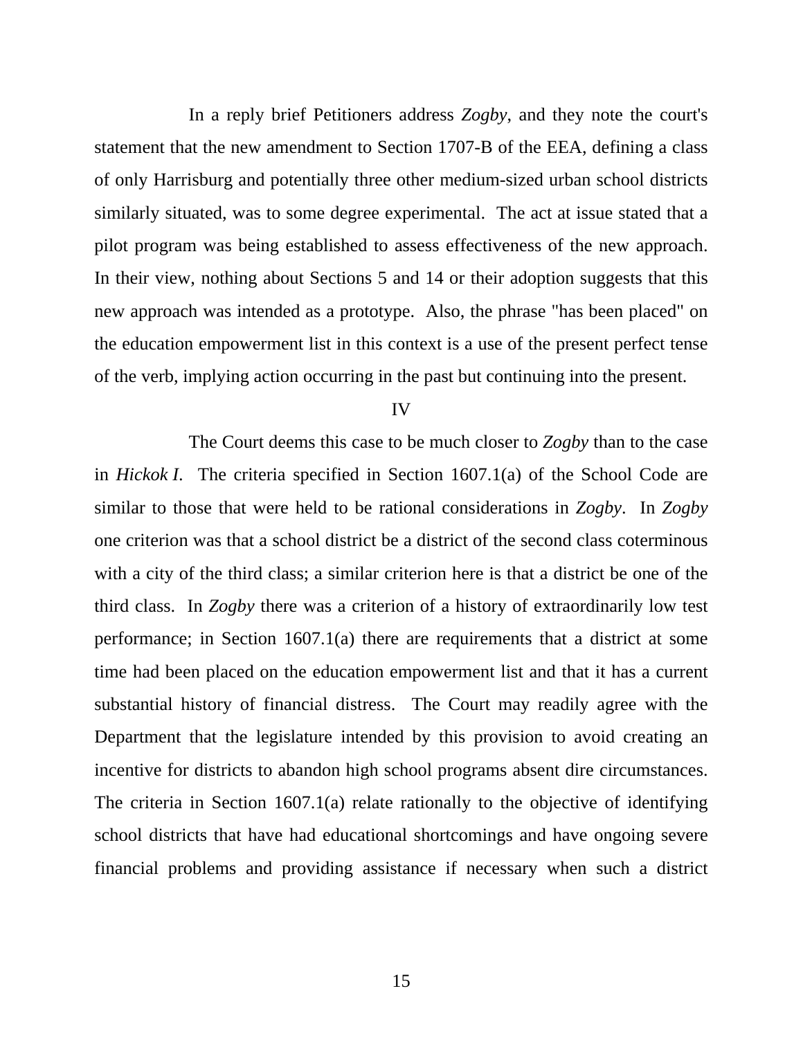In a reply brief Petitioners address *Zogby*, and they note the court's statement that the new amendment to Section 1707-B of the EEA, defining a class of only Harrisburg and potentially three other medium-sized urban school districts similarly situated, was to some degree experimental. The act at issue stated that a pilot program was being established to assess effectiveness of the new approach. In their view, nothing about Sections 5 and 14 or their adoption suggests that this new approach was intended as a prototype. Also, the phrase "has been placed" on the education empowerment list in this context is a use of the present perfect tense of the verb, implying action occurring in the past but continuing into the present.

## IV

The Court deems this case to be much closer to *Zogby* than to the case in *Hickok I*. The criteria specified in Section 1607.1(a) of the School Code are similar to those that were held to be rational considerations in *Zogby*. In *Zogby* one criterion was that a school district be a district of the second class coterminous with a city of the third class; a similar criterion here is that a district be one of the third class. In *Zogby* there was a criterion of a history of extraordinarily low test performance; in Section 1607.1(a) there are requirements that a district at some time had been placed on the education empowerment list and that it has a current substantial history of financial distress. The Court may readily agree with the Department that the legislature intended by this provision to avoid creating an incentive for districts to abandon high school programs absent dire circumstances. The criteria in Section 1607.1(a) relate rationally to the objective of identifying school districts that have had educational shortcomings and have ongoing severe financial problems and providing assistance if necessary when such a district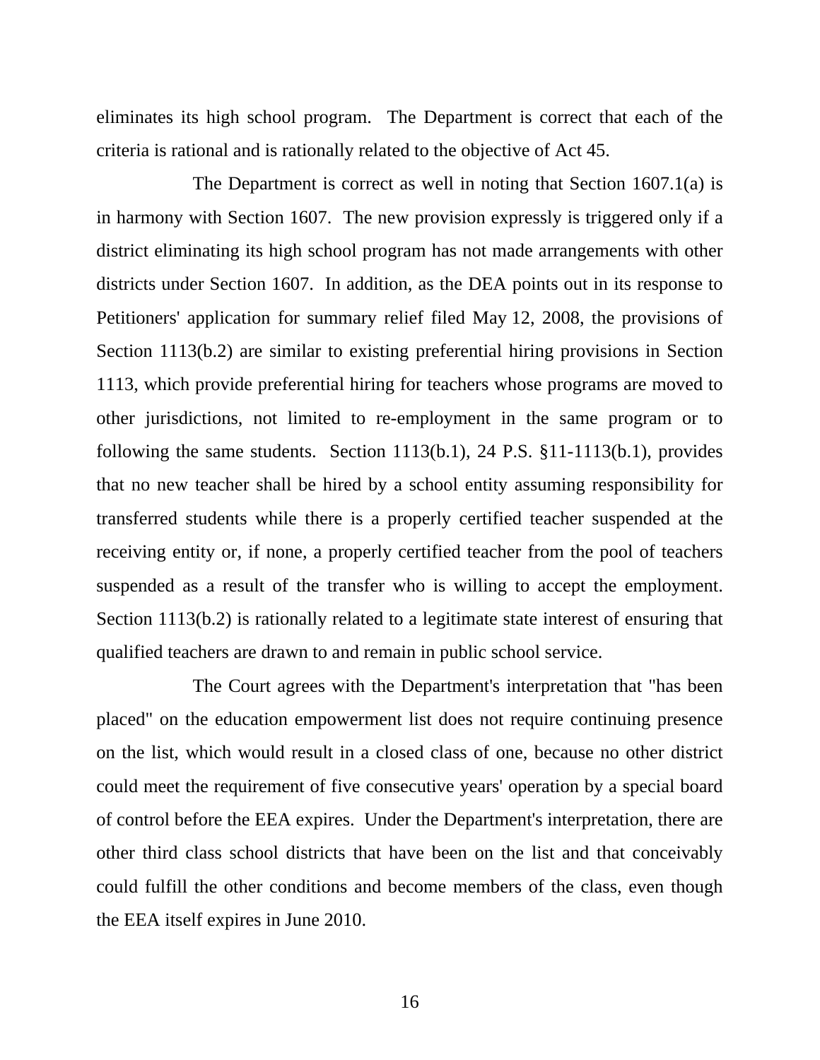eliminates its high school program. The Department is correct that each of the criteria is rational and is rationally related to the objective of Act 45.

The Department is correct as well in noting that Section 1607.1(a) is in harmony with Section 1607. The new provision expressly is triggered only if a district eliminating its high school program has not made arrangements with other districts under Section 1607. In addition, as the DEA points out in its response to Petitioners' application for summary relief filed May 12, 2008, the provisions of Section 1113(b.2) are similar to existing preferential hiring provisions in Section 1113, which provide preferential hiring for teachers whose programs are moved to other jurisdictions, not limited to re-employment in the same program or to following the same students. Section 1113(b.1), 24 P.S. §11-1113(b.1), provides that no new teacher shall be hired by a school entity assuming responsibility for transferred students while there is a properly certified teacher suspended at the receiving entity or, if none, a properly certified teacher from the pool of teachers suspended as a result of the transfer who is willing to accept the employment. Section 1113(b.2) is rationally related to a legitimate state interest of ensuring that qualified teachers are drawn to and remain in public school service.

The Court agrees with the Department's interpretation that "has been placed" on the education empowerment list does not require continuing presence on the list, which would result in a closed class of one, because no other district could meet the requirement of five consecutive years' operation by a special board of control before the EEA expires. Under the Department's interpretation, there are other third class school districts that have been on the list and that conceivably could fulfill the other conditions and become members of the class, even though the EEA itself expires in June 2010.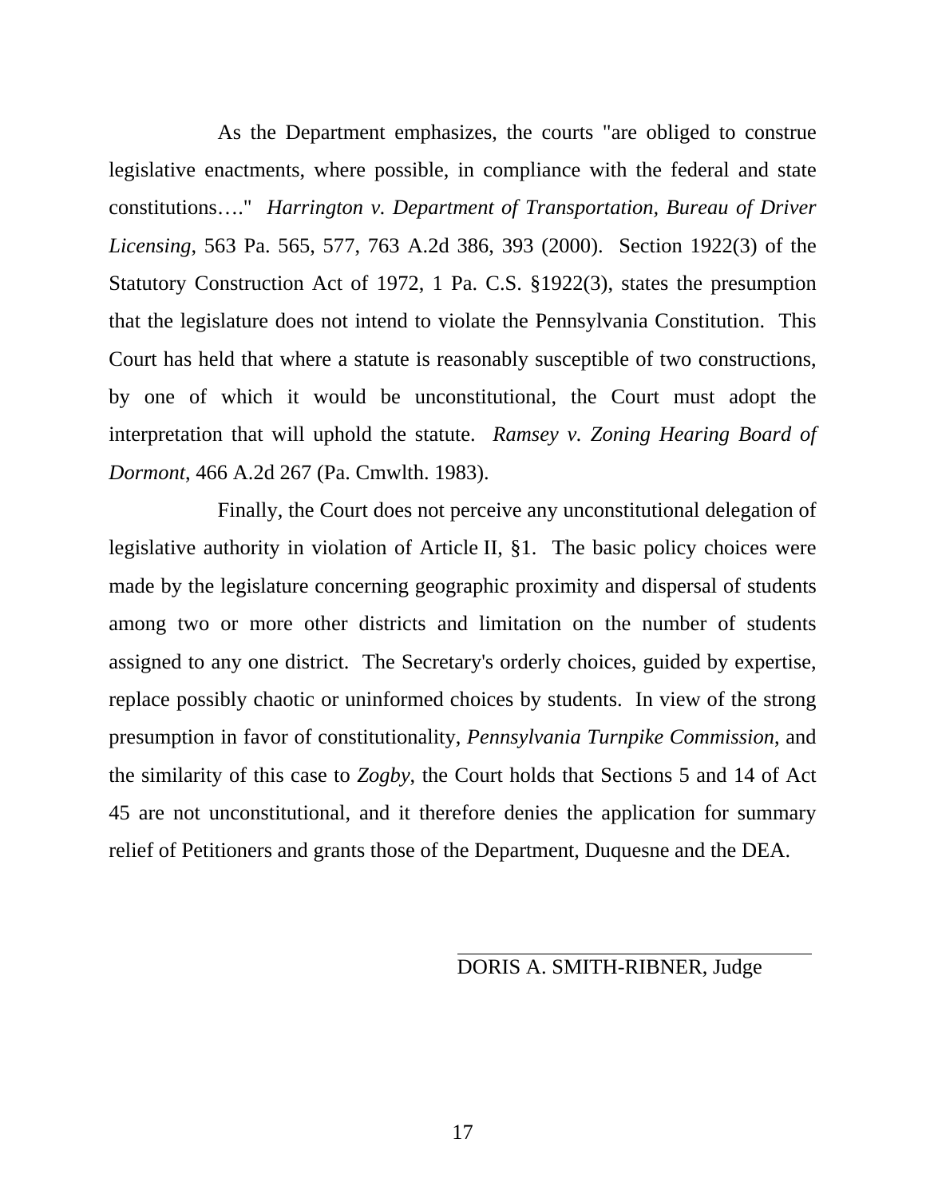As the Department emphasizes, the courts "are obliged to construe legislative enactments, where possible, in compliance with the federal and state constitutions…." *Harrington v. Department of Transportation, Bureau of Driver Licensing*, 563 Pa. 565, 577, 763 A.2d 386, 393 (2000). Section 1922(3) of the Statutory Construction Act of 1972, 1 Pa. C.S. §1922(3), states the presumption that the legislature does not intend to violate the Pennsylvania Constitution. This Court has held that where a statute is reasonably susceptible of two constructions, by one of which it would be unconstitutional, the Court must adopt the interpretation that will uphold the statute. *Ramsey v. Zoning Hearing Board of Dormont*, 466 A.2d 267 (Pa. Cmwlth. 1983).

Finally, the Court does not perceive any unconstitutional delegation of legislative authority in violation of Article II, §1. The basic policy choices were made by the legislature concerning geographic proximity and dispersal of students among two or more other districts and limitation on the number of students assigned to any one district. The Secretary's orderly choices, guided by expertise, replace possibly chaotic or uninformed choices by students. In view of the strong presumption in favor of constitutionality, *Pennsylvania Turnpike Commission*, and the similarity of this case to *Zogby*, the Court holds that Sections 5 and 14 of Act 45 are not unconstitutional, and it therefore denies the application for summary relief of Petitioners and grants those of the Department, Duquesne and the DEA.

DORIS A. SMITH-RIBNER, Judge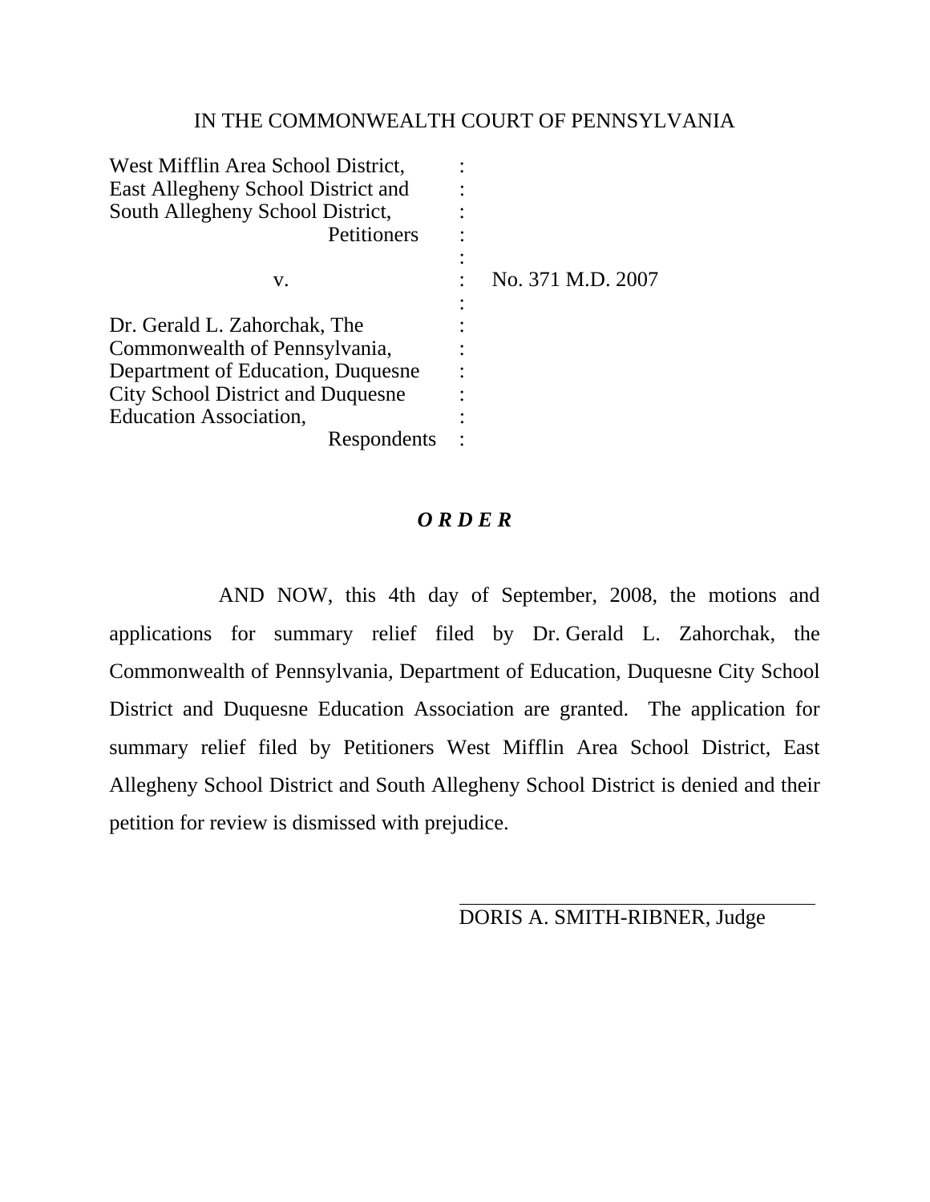IN THE COMMONWEALTH COURT OF PENNSYLVANIA

| | | |
|---|---|---|
| West Mifflin Area School District, East Allegheny School District and South Allegheny School District, Petitioners | : | |
| v. | : | No. 371 M.D. 2007 |
| Dr. Gerald L. Zahorchak, The Commonwealth of Pennsylvania, Department of Education, Duquesne City School District and Duquesne Education Association, Respondents | : | |

***O R D E R***

AND NOW, this 4th day of September, 2008, the motions and applications for summary relief filed by Dr. Gerald L. Zahorchak, the Commonwealth of Pennsylvania, Department of Education, Duquesne City School District and Duquesne Education Association are granted. The application for summary relief filed by Petitioners West Mifflin Area School District, East Allegheny School District and South Allegheny School District is denied and their petition for review is dismissed with prejudice.

DORIS A. SMITH-RIBNER, Judge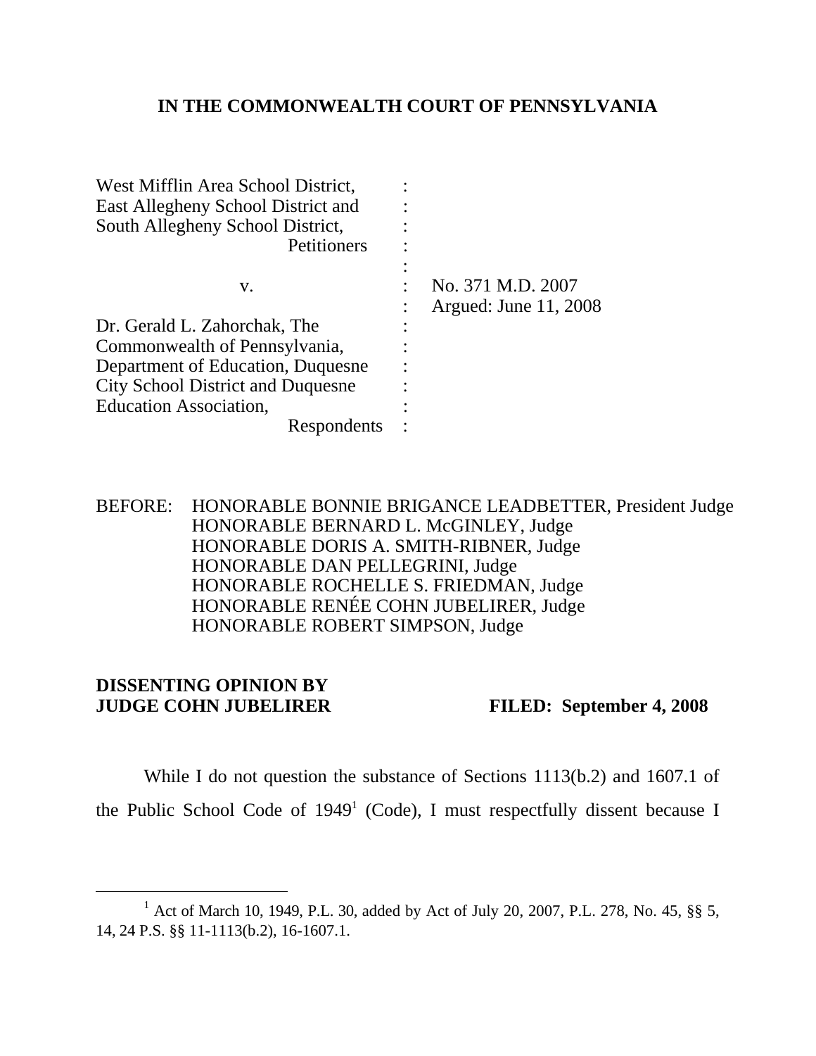**IN THE COMMONWEALTH COURT OF PENNSYLVANIA**

| | | |
|---|---|---|
| West Mifflin Area School District, East Allegheny School District and South Allegheny School District, Petitioners | : | |
| v. | : | No. 371 M.D. 2007 |
| | : | Argued: June 11, 2008 |
| Dr. Gerald L. Zahorchak, The Commonwealth of Pennsylvania, Department of Education, Duquesne City School District and Duquesne Education Association, Respondents | : | |

BEFORE: HONORABLE BONNIE BRIGANCE LEADBETTER, President Judge
HONORABLE BERNARD L. McGINLEY, Judge
HONORABLE DORIS A. SMITH-RIBNER, Judge
HONORABLE DAN PELLEGRINI, Judge
HONORABLE ROCHELLE S. FRIEDMAN, Judge
HONORABLE RENÉE COHN JUBELIRER, Judge
HONORABLE ROBERT SIMPSON, Judge

**DISSENTING OPINION BY JUDGE COHN JUBELIRER** **FILED: September 4, 2008**

While I do not question the substance of Sections 1113(b.2) and 1607.1 of the Public School Code of 1949[1] (Code), I must respectfully dissent because I

[1] Act of March 10, 1949, P.L. 30, added by Act of July 20, 2007, P.L. 278, No. 45, §§ 5, 14, 24 P.S. §§ 11-1113(b.2), 16-1607.1.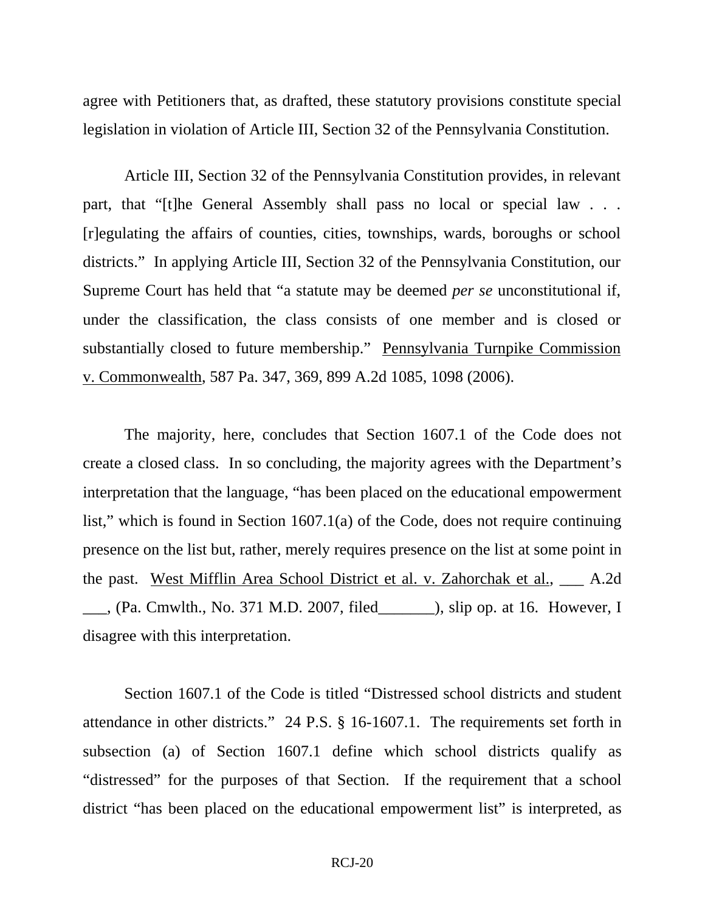agree with Petitioners that, as drafted, these statutory provisions constitute special legislation in violation of Article III, Section 32 of the Pennsylvania Constitution.

Article III, Section 32 of the Pennsylvania Constitution provides, in relevant part, that "[t]he General Assembly shall pass no local or special law . . . [r]egulating the affairs of counties, cities, townships, wards, boroughs or school districts." In applying Article III, Section 32 of the Pennsylvania Constitution, our Supreme Court has held that "a statute may be deemed *per se* unconstitutional if, under the classification, the class consists of one member and is closed or substantially closed to future membership." Pennsylvania Turnpike Commission v. Commonwealth, 587 Pa. 347, 369, 899 A.2d 1085, 1098 (2006).

The majority, here, concludes that Section 1607.1 of the Code does not create a closed class. In so concluding, the majority agrees with the Department's interpretation that the language, "has been placed on the educational empowerment list," which is found in Section 1607.1(a) of the Code, does not require continuing presence on the list but, rather, merely requires presence on the list at some point in the past. West Mifflin Area School District et al. v. Zahorchak et al., ___ A.2d ___, (Pa. Cmwlth., No. 371 M.D. 2007, filed_______), slip op. at 16. However, I disagree with this interpretation.

Section 1607.1 of the Code is titled "Distressed school districts and student attendance in other districts." 24 P.S. § 16-1607.1. The requirements set forth in subsection (a) of Section 1607.1 define which school districts qualify as "distressed" for the purposes of that Section. If the requirement that a school district "has been placed on the educational empowerment list" is interpreted, as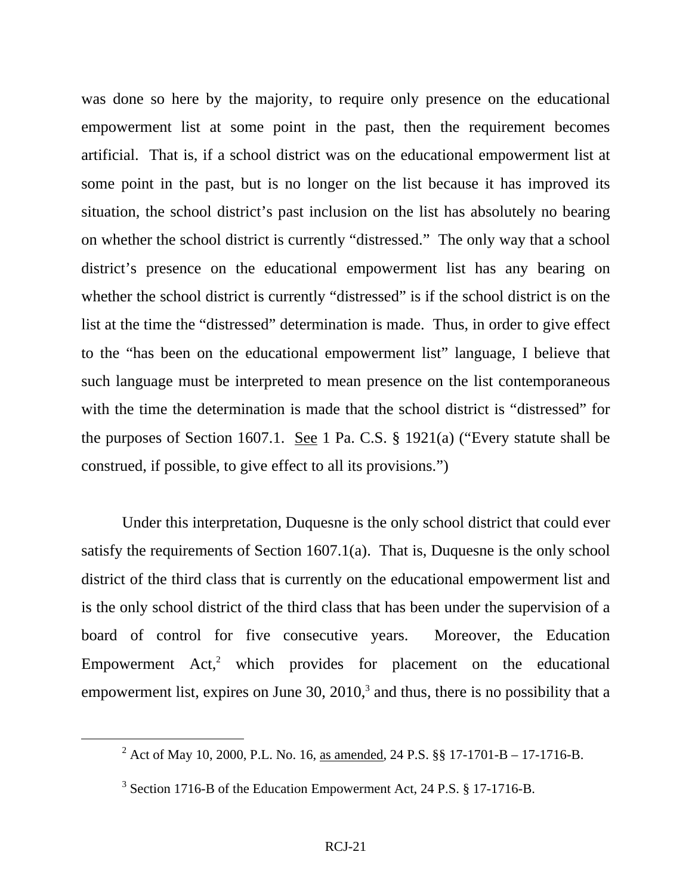was done so here by the majority, to require only presence on the educational empowerment list at some point in the past, then the requirement becomes artificial. That is, if a school district was on the educational empowerment list at some point in the past, but is no longer on the list because it has improved its situation, the school district's past inclusion on the list has absolutely no bearing on whether the school district is currently "distressed." The only way that a school district's presence on the educational empowerment list has any bearing on whether the school district is currently "distressed" is if the school district is on the list at the time the "distressed" determination is made. Thus, in order to give effect to the "has been on the educational empowerment list" language, I believe that such language must be interpreted to mean presence on the list contemporaneous with the time the determination is made that the school district is "distressed" for the purposes of Section 1607.1. See 1 Pa. C.S. § 1921(a) ("Every statute shall be construed, if possible, to give effect to all its provisions.")

Under this interpretation, Duquesne is the only school district that could ever satisfy the requirements of Section 1607.1(a). That is, Duquesne is the only school district of the third class that is currently on the educational empowerment list and is the only school district of the third class that has been under the supervision of a board of control for five consecutive years. Moreover, the Education Empowerment Act,[2] which provides for placement on the educational empowerment list, expires on June 30, 2010,[3] and thus, there is no possibility that a

[2] Act of May 10, 2000, P.L. No. 16, as amended, 24 P.S. §§ 17-1701-B – 17-1716-B.

[3] Section 1716-B of the Education Empowerment Act, 24 P.S. § 17-1716-B.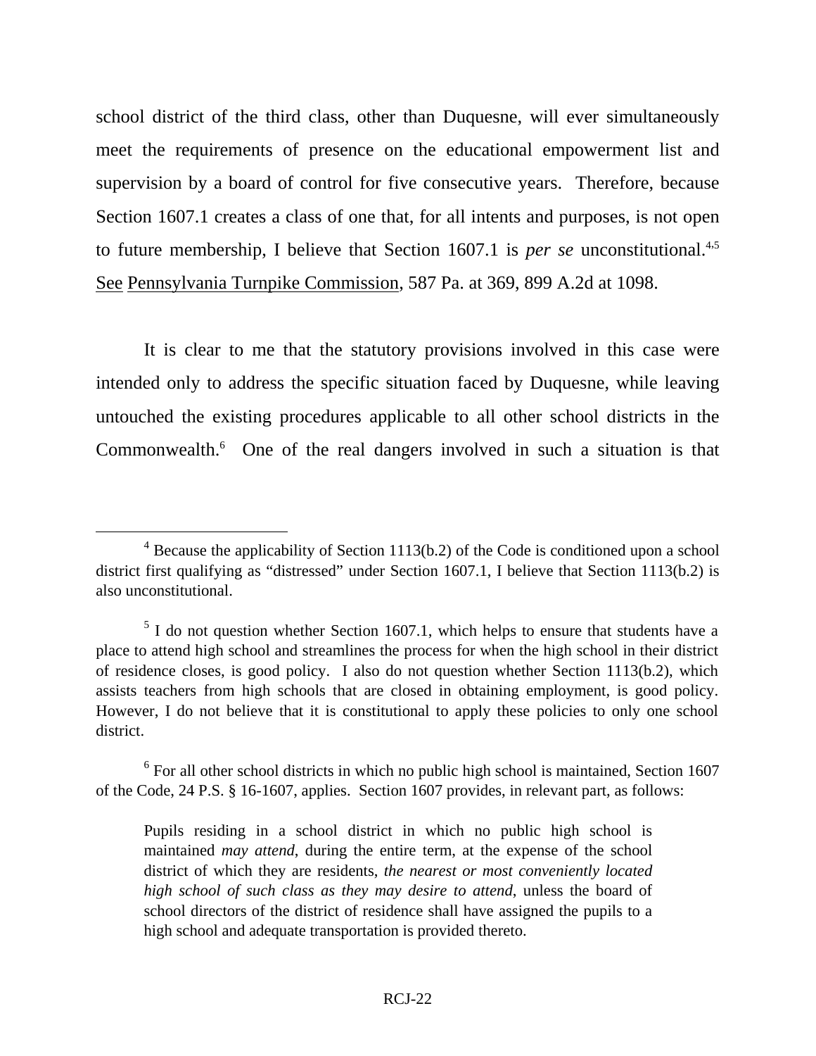school district of the third class, other than Duquesne, will ever simultaneously meet the requirements of presence on the educational empowerment list and supervision by a board of control for five consecutive years. Therefore, because Section 1607.1 creates a class of one that, for all intents and purposes, is not open to future membership, I believe that Section 1607.1 is *per se* unconstitutional.[4,5] See Pennsylvania Turnpike Commission, 587 Pa. at 369, 899 A.2d at 1098.

It is clear to me that the statutory provisions involved in this case were intended only to address the specific situation faced by Duquesne, while leaving untouched the existing procedures applicable to all other school districts in the Commonwealth.[6] One of the real dangers involved in such a situation is that

---

[4] Because the applicability of Section 1113(b.2) of the Code is conditioned upon a school district first qualifying as "distressed" under Section 1607.1, I believe that Section 1113(b.2) is also unconstitutional.

[5] I do not question whether Section 1607.1, which helps to ensure that students have a place to attend high school and streamlines the process for when the high school in their district of residence closes, is good policy. I also do not question whether Section 1113(b.2), which assists teachers from high schools that are closed in obtaining employment, is good policy. However, I do not believe that it is constitutional to apply these policies to only one school district.

[6] For all other school districts in which no public high school is maintained, Section 1607 of the Code, 24 P.S. § 16-1607, applies. Section 1607 provides, in relevant part, as follows:

> Pupils residing in a school district in which no public high school is maintained *may attend*, during the entire term, at the expense of the school district of which they are residents, *the nearest or most conveniently located high school of such class as they may desire to attend*, unless the board of school directors of the district of residence shall have assigned the pupils to a high school and adequate transportation is provided thereto.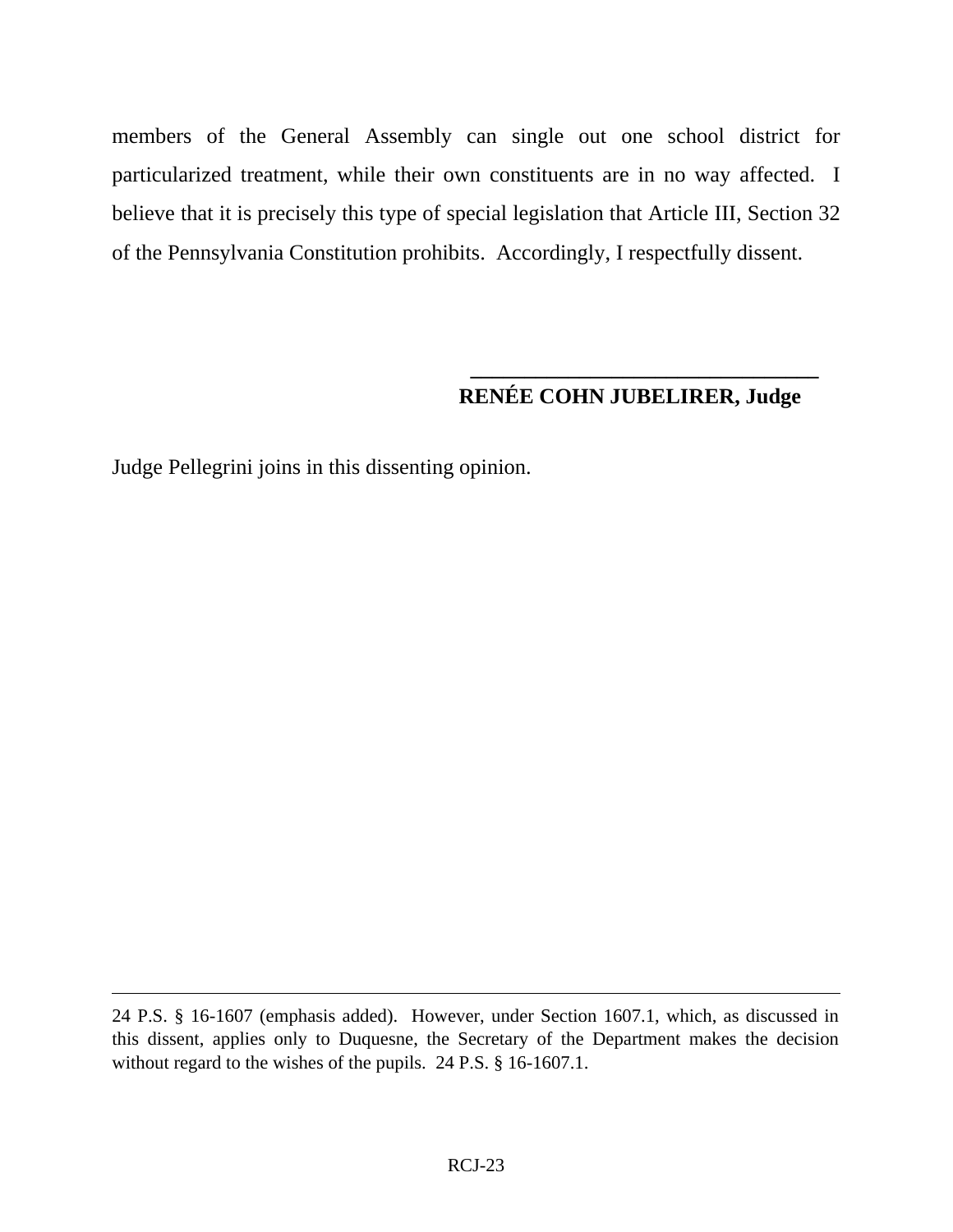members of the General Assembly can single out one school district for particularized treatment, while their own constituents are in no way affected. I believe that it is precisely this type of special legislation that Article III, Section 32 of the Pennsylvania Constitution prohibits. Accordingly, I respectfully dissent.

\_\_\_\_\_\_\_\_\_\_\_\_\_\_\_\_\_\_\_\_\_\_\_\_\_\_\_\_\_\_\_\_\_\_

**RENÉE COHN JUBELIRER, Judge**

Judge Pellegrini joins in this dissenting opinion.

---

24 P.S. § 16-1607 (emphasis added). However, under Section 1607.1, which, as discussed in this dissent, applies only to Duquesne, the Secretary of the Department makes the decision without regard to the wishes of the pupils. 24 P.S. § 16-1607.1.